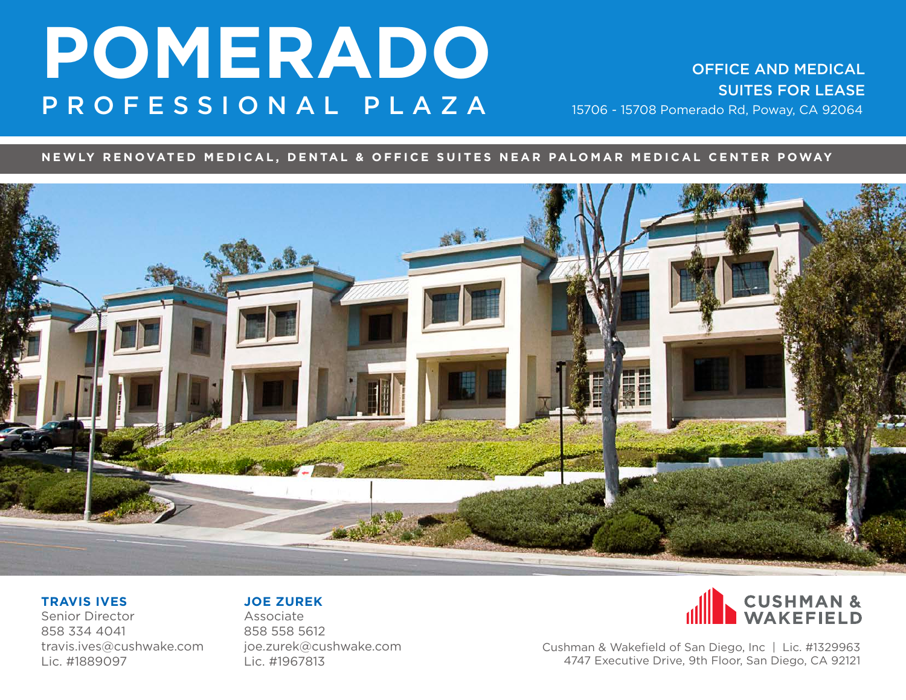# POMERADO

## PROFESSIONAL PLAZA

**OFFICE AND MEDICAL SUITES FOR LEASE**

15706 - 15708 Pomerado Rd, Poway, CA 92064

**NEWLY RENOVATED MEDICAL, DENTAL & OFFICE SUITES NEAR PALOMAR MEDICAL CENTER POWAY**

**TRAVIS IVES**
Senior Director
858 334 4041
travis.ives@cushwake.com
Lic. #1889097

**JOE ZUREK**
Associate
858 558 5612
joe.zurek@cushwake.com
Lic. #1967813

CUSHMAN & WAKEFIELD

Cushman & Wakefield of San Diego, Inc | Lic. #1329963
4747 Executive Drive, 9th Floor, San Diego, CA 92121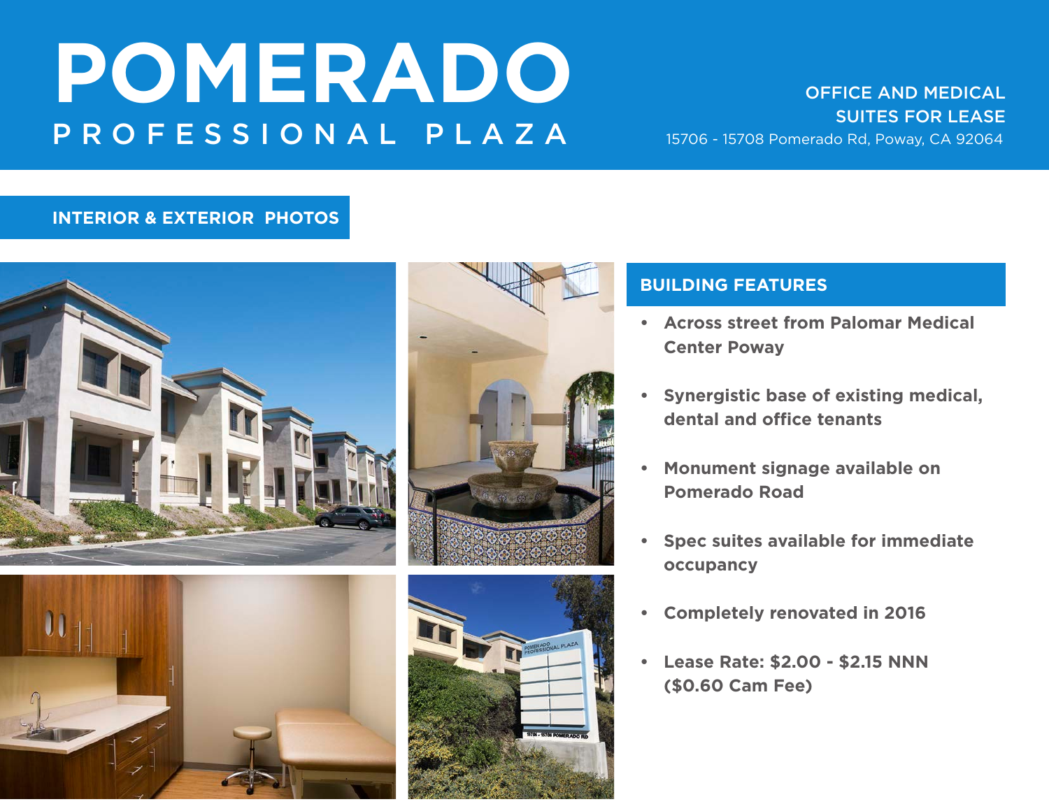# POMERADO

PROFESSIONAL PLAZA

OFFICE AND MEDICAL SUITES FOR LEASE

15706 - 15708 Pomerado Rd, Poway, CA 92064

## INTERIOR & EXTERIOR PHOTOS

## BUILDING FEATURES

- **Across street from Palomar Medical Center Poway**
- **Synergistic base of existing medical, dental and office tenants**
- **Monument signage available on Pomerado Road**
- **Spec suites available for immediate occupancy**
- **Completely renovated in 2016**
- **Lease Rate: $2.00 - $2.15 NNN ($0.60 Cam Fee)**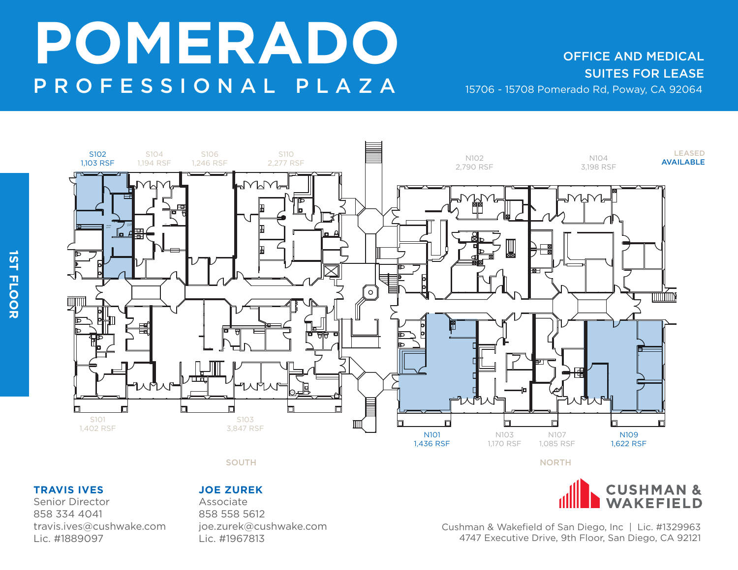# POMERADO

## PROFESSIONAL PLAZA

**OFFICE AND MEDICAL SUITES FOR LEASE**

15706 - 15708 Pomerado Rd, Poway, CA 92064

**1ST FLOOR**

LEASED
AVAILABLE

| Suite | RSF | Status |
|---|---|---|
| S102 | 1,103 RSF | Available |
| S104 | 1,194 RSF | Leased |
| S106 | 1,246 RSF | Leased |
| S110 | 2,277 RSF | Leased |
| N102 | 2,790 RSF | Leased |
| N104 | 3,198 RSF | Leased |
| S101 | 1,402 RSF | Leased |
| S103 | 3,847 RSF | Leased |
| N101 | 1,436 RSF | Available |
| N103 | 1,170 RSF | Leased |
| N107 | 1,085 RSF | Leased |
| N109 | 1,622 RSF | Available |

SOUTH

NORTH

**TRAVIS IVES**
Senior Director
858 334 4041
travis.ives@cushwake.com
Lic. #1889097

**JOE ZUREK**
Associate
858 558 5612
joe.zurek@cushwake.com
Lic. #1967813

CUSHMAN & WAKEFIELD

Cushman & Wakefield of San Diego, Inc | Lic. #1329963
4747 Executive Drive, 9th Floor, San Diego, CA 92121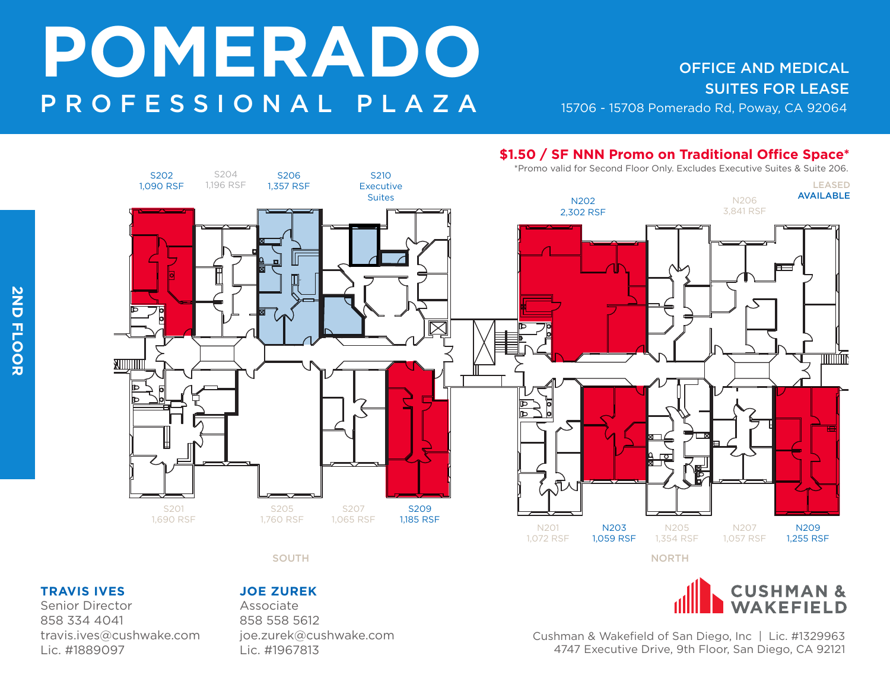# POMERADO

## PROFESSIONAL PLAZA

**OFFICE AND MEDICAL SUITES FOR LEASE**

15706 - 15708 Pomerado Rd, Poway, CA 92064

**$1.50 / SF NNN Promo on Traditional Office Space***

*Promo valid for Second Floor Only. Excludes Executive Suites & Suite 206.

LEASED
AVAILABLE

**2ND FLOOR**

### SOUTH

| Suite | RSF |
|---|---|
| S202 | 1,090 RSF |
| S204 | 1,196 RSF |
| S206 | 1,357 RSF |
| S210 | Executive Suites |
| S201 | 1,690 RSF |
| S205 | 1,760 RSF |
| S207 | 1,065 RSF |
| S209 | 1,185 RSF |

### NORTH

| Suite | RSF |
|---|---|
| N202 | 2,302 RSF |
| N206 | 3,841 RSF |
| N201 | 1,072 RSF |
| N203 | 1,059 RSF |
| N205 | 1,354 RSF |
| N207 | 1,057 RSF |
| N209 | 1,255 RSF |

**TRAVIS IVES**
Senior Director
858 334 4041
travis.ives@cushwake.com
Lic. #1889097

**JOE ZUREK**
Associate
858 558 5612
joe.zurek@cushwake.com
Lic. #1967813

**CUSHMAN & WAKEFIELD**

Cushman & Wakefield of San Diego, Inc | Lic. #1329963
4747 Executive Drive, 9th Floor, San Diego, CA 92121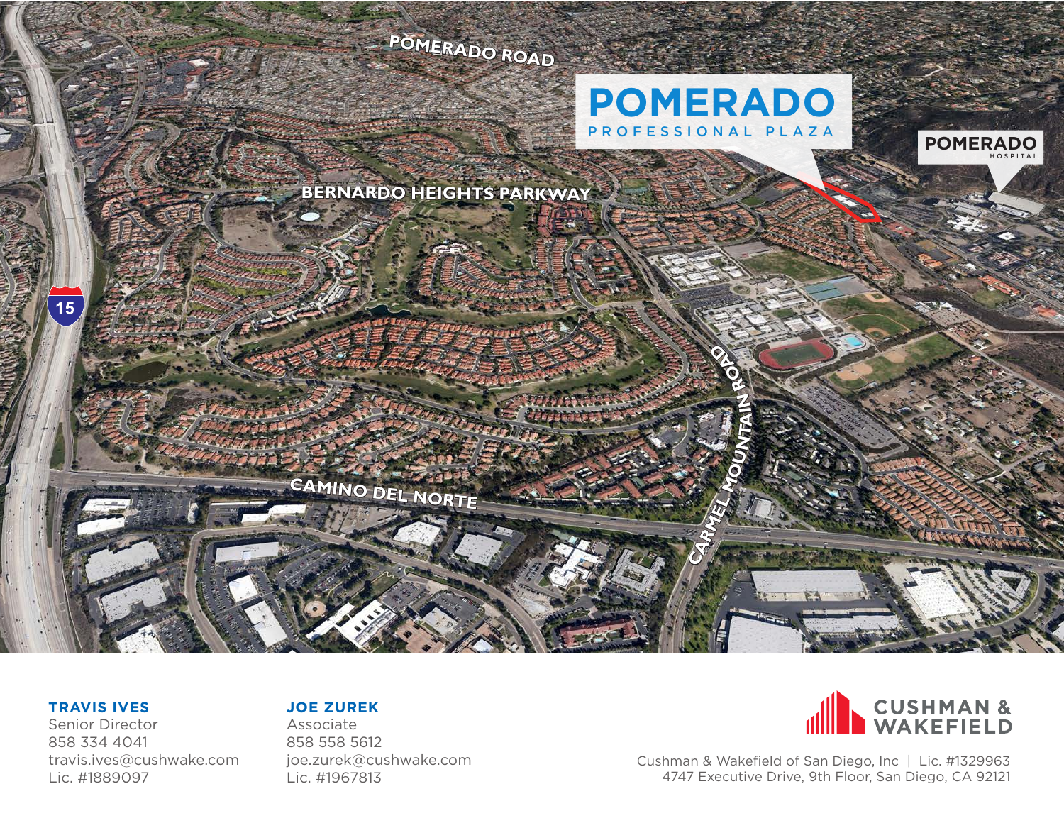POMERADO ROAD

# POMERADO

PROFESSIONAL PLAZA

POMERADO HOSPITAL

BERNARDO HEIGHTS PARKWAY

15

CARMEL MOUNTAIN ROAD

CAMINO DEL NORTE

**TRAVIS IVES**
Senior Director
858 334 4041
travis.ives@cushwake.com
Lic. #1889097

**JOE ZUREK**
Associate
858 558 5612
joe.zurek@cushwake.com
Lic. #1967813

CUSHMAN & WAKEFIELD

Cushman & Wakefield of San Diego, Inc | Lic. #1329963
4747 Executive Drive, 9th Floor, San Diego, CA 92121